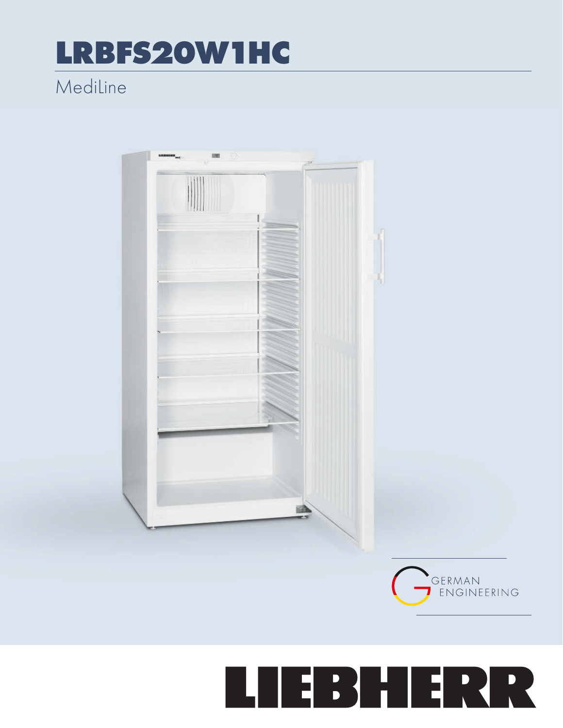# LRBFS20W1HC

MediLine

GERMAN ENGINEERING

LIEBHERR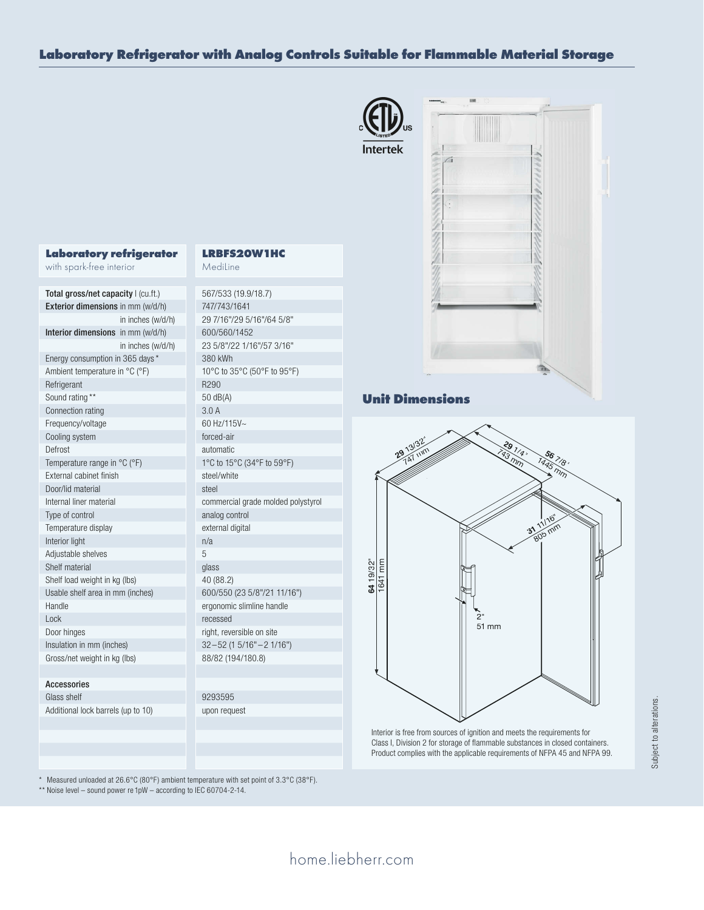## Laboratory Refrigerator with Analog Controls Suitable for Flammable Material Storage

Intertek

| **Laboratory refrigerator** with spark-free interior | **LRBFS20W1HC** MediLine |
| --- | --- |
| **Total gross/net capacity** l (cu.ft.) | 567/533 (19.9/18.7) |
| **Exterior dimensions** in mm (w/d/h) | 747/743/1641 |
| in inches (w/d/h) | 29 7/16"/29 5/16"/64 5/8" |
| **Interior dimensions** in mm (w/d/h) | 600/560/1452 |
| in inches (w/d/h) | 23 5/8"/22 1/16"/57 3/16" |
| Energy consumption in 365 days * | 380 kWh |
| Ambient temperature in °C (°F) | 10°C to 35°C (50°F to 95°F) |
| Refrigerant | R290 |
| Sound rating ** | 50 dB(A) |
| Connection rating | 3.0 A |
| Frequency/voltage | 60 Hz/115V~ |
| Cooling system | forced-air |
| Defrost | automatic |
| Temperature range in °C (°F) | 1°C to 15°C (34°F to 59°F) |
| External cabinet finish | steel/white |
| Door/lid material | steel |
| Internal liner material | commercial grade molded polystyrol |
| Type of control | analog control |
| Temperature display | external digital |
| Interior light | n/a |
| Adjustable shelves | 5 |
| Shelf material | glass |
| Shelf load weight in kg (lbs) | 40 (88.2) |
| Usable shelf area in mm (inches) | 600/550 (23 5/8"/21 11/16") |
| Handle | ergonomic slimline handle |
| Lock | recessed |
| Door hinges | right, reversible on site |
| Insulation in mm (inches) | 32 – 52 (1 5/16" – 2 1/16") |
| Gross/net weight in kg (lbs) | 88/82 (194/180.8) |
| | |
| **Accessories** | |
| Glass shelf | 9293595 |
| Additional lock barrels (up to 10) | upon request |

\* Measured unloaded at 26.6°C (80°F) ambient temperature with set point of 3.3°C (38°F).

\*\* Noise level – sound power re 1pW – according to IEC 60704-2-14.

### Unit Dimensions

29 13/32"
747 mm

29 1/4"
743 mm

56 7/8"
1445 mm

31 11/16"
805 mm

64 19/32"
1641 mm

2"
51 mm

Interior is free from sources of ignition and meets the requirements for Class I, Division 2 for storage of flammable substances in closed containers. Product complies with the applicable requirements of NFPA 45 and NFPA 99.

Subject to alterations.

home.liebherr.com